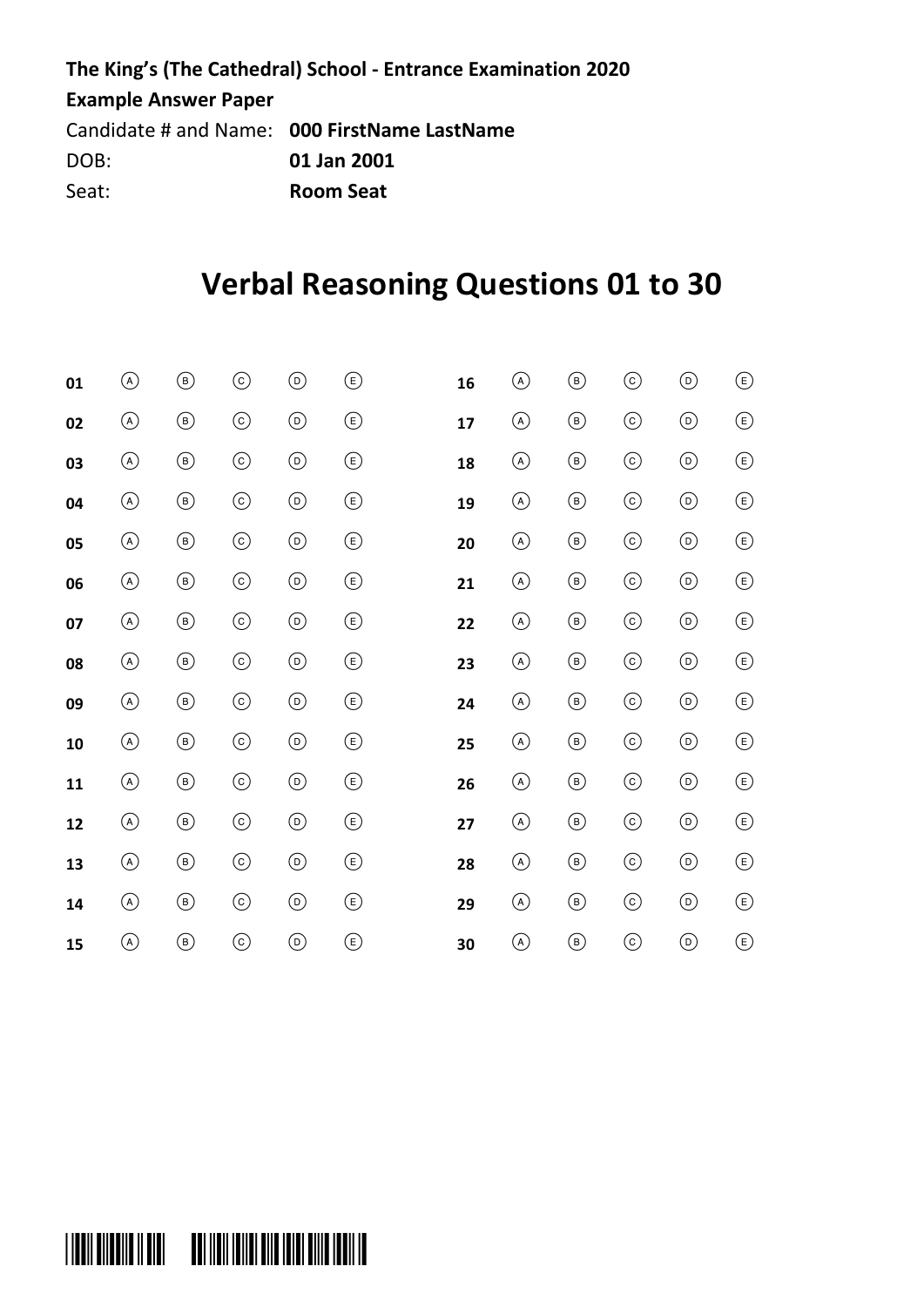**The King's (The Cathedral) School - Entrance Examination 2020**

**Example Answer Paper**

Candidate # and Name: **000 FirstName LastName**

DOB: **01 Jan 2001**

Seat: **Room Seat**

# Verbal Reasoning Questions 01 to 30

| | | | | | | | | | | | |
|---|---|---|---|---|---|---|---|---|---|---|---|
| **01** | Ⓐ | Ⓑ | Ⓒ | Ⓓ | Ⓔ | **16** | Ⓐ | Ⓑ | Ⓒ | Ⓓ | Ⓔ |
| **02** | Ⓐ | Ⓑ | Ⓒ | Ⓓ | Ⓔ | **17** | Ⓐ | Ⓑ | Ⓒ | Ⓓ | Ⓔ |
| **03** | Ⓐ | Ⓑ | Ⓒ | Ⓓ | Ⓔ | **18** | Ⓐ | Ⓑ | Ⓒ | Ⓓ | Ⓔ |
| **04** | Ⓐ | Ⓑ | Ⓒ | Ⓓ | Ⓔ | **19** | Ⓐ | Ⓑ | Ⓒ | Ⓓ | Ⓔ |
| **05** | Ⓐ | Ⓑ | Ⓒ | Ⓓ | Ⓔ | **20** | Ⓐ | Ⓑ | Ⓒ | Ⓓ | Ⓔ |
| **06** | Ⓐ | Ⓑ | Ⓒ | Ⓓ | Ⓔ | **21** | Ⓐ | Ⓑ | Ⓒ | Ⓓ | Ⓔ |
| **07** | Ⓐ | Ⓑ | Ⓒ | Ⓓ | Ⓔ | **22** | Ⓐ | Ⓑ | Ⓒ | Ⓓ | Ⓔ |
| **08** | Ⓐ | Ⓑ | Ⓒ | Ⓓ | Ⓔ | **23** | Ⓐ | Ⓑ | Ⓒ | Ⓓ | Ⓔ |
| **09** | Ⓐ | Ⓑ | Ⓒ | Ⓓ | Ⓔ | **24** | Ⓐ | Ⓑ | Ⓒ | Ⓓ | Ⓔ |
| **10** | Ⓐ | Ⓑ | Ⓒ | Ⓓ | Ⓔ | **25** | Ⓐ | Ⓑ | Ⓒ | Ⓓ | Ⓔ |
| **11** | Ⓐ | Ⓑ | Ⓒ | Ⓓ | Ⓔ | **26** | Ⓐ | Ⓑ | Ⓒ | Ⓓ | Ⓔ |
| **12** | Ⓐ | Ⓑ | Ⓒ | Ⓓ | Ⓔ | **27** | Ⓐ | Ⓑ | Ⓒ | Ⓓ | Ⓔ |
| **13** | Ⓐ | Ⓑ | Ⓒ | Ⓓ | Ⓔ | **28** | Ⓐ | Ⓑ | Ⓒ | Ⓓ | Ⓔ |
| **14** | Ⓐ | Ⓑ | Ⓒ | Ⓓ | Ⓔ | **29** | Ⓐ | Ⓑ | Ⓒ | Ⓓ | Ⓔ |
| **15** | Ⓐ | Ⓑ | Ⓒ | Ⓓ | Ⓔ | **30** | Ⓐ | Ⓑ | Ⓒ | Ⓓ | Ⓔ |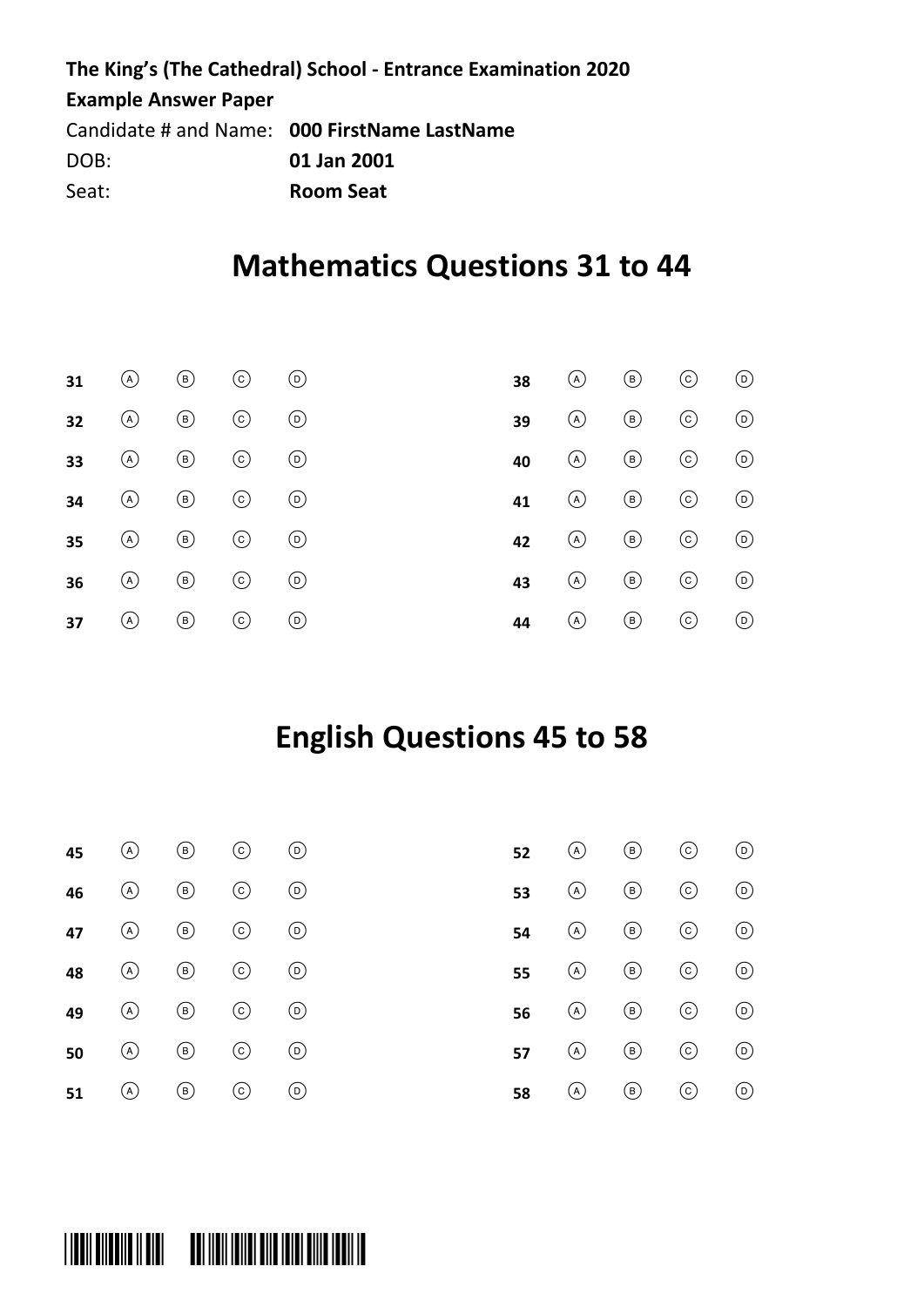**The King's (The Cathedral) School - Entrance Examination 2020**

**Example Answer Paper**

Candidate # and Name: **000 FirstName LastName**

DOB: **01 Jan 2001**

Seat: **Room Seat**

# Mathematics Questions 31 to 44

| | | | | | | | | | |
|---|---|---|---|---|---|---|---|---|---|
| 31 | Ⓐ | Ⓑ | Ⓒ | Ⓓ | 38 | Ⓐ | Ⓑ | Ⓒ | Ⓓ |
| 32 | Ⓐ | Ⓑ | Ⓒ | Ⓓ | 39 | Ⓐ | Ⓑ | Ⓒ | Ⓓ |
| 33 | Ⓐ | Ⓑ | Ⓒ | Ⓓ | 40 | Ⓐ | Ⓑ | Ⓒ | Ⓓ |
| 34 | Ⓐ | Ⓑ | Ⓒ | Ⓓ | 41 | Ⓐ | Ⓑ | Ⓒ | Ⓓ |
| 35 | Ⓐ | Ⓑ | Ⓒ | Ⓓ | 42 | Ⓐ | Ⓑ | Ⓒ | Ⓓ |
| 36 | Ⓐ | Ⓑ | Ⓒ | Ⓓ | 43 | Ⓐ | Ⓑ | Ⓒ | Ⓓ |
| 37 | Ⓐ | Ⓑ | Ⓒ | Ⓓ | 44 | Ⓐ | Ⓑ | Ⓒ | Ⓓ |

# English Questions 45 to 58

| | | | | | | | | | |
|---|---|---|---|---|---|---|---|---|---|
| 45 | Ⓐ | Ⓑ | Ⓒ | Ⓓ | 52 | Ⓐ | Ⓑ | Ⓒ | Ⓓ |
| 46 | Ⓐ | Ⓑ | Ⓒ | Ⓓ | 53 | Ⓐ | Ⓑ | Ⓒ | Ⓓ |
| 47 | Ⓐ | Ⓑ | Ⓒ | Ⓓ | 54 | Ⓐ | Ⓑ | Ⓒ | Ⓓ |
| 48 | Ⓐ | Ⓑ | Ⓒ | Ⓓ | 55 | Ⓐ | Ⓑ | Ⓒ | Ⓓ |
| 49 | Ⓐ | Ⓑ | Ⓒ | Ⓓ | 56 | Ⓐ | Ⓑ | Ⓒ | Ⓓ |
| 50 | Ⓐ | Ⓑ | Ⓒ | Ⓓ | 57 | Ⓐ | Ⓑ | Ⓒ | Ⓓ |
| 51 | Ⓐ | Ⓑ | Ⓒ | Ⓓ | 58 | Ⓐ | Ⓑ | Ⓒ | Ⓓ |